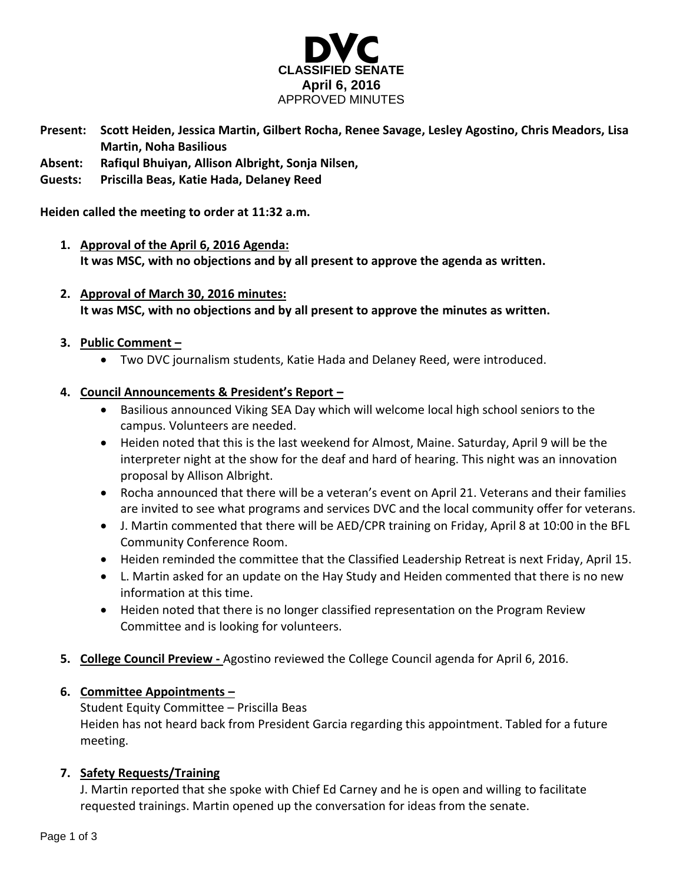# DVC

## CLASSIFIED SENATE

**April 6, 2016**

APPROVED MINUTES

**Present:** **Scott Heiden, Jessica Martin, Gilbert Rocha, Renee Savage, Lesley Agostino, Chris Meadors, Lisa Martin, Noha Basilious**

**Absent:** **Rafiqul Bhuiyan, Allison Albright, Sonja Nilsen,**

**Guests:** **Priscilla Beas, Katie Hada, Delaney Reed**

**Heiden called the meeting to order at 11:32 a.m.**

1. **Approval of the April 6, 2016 Agenda:**
   **It was MSC, with no objections and by all present to approve the agenda as written.**

2. **Approval of March 30, 2016 minutes:**
   **It was MSC, with no objections and by all present to approve the minutes as written.**

3. **Public Comment –**
   - Two DVC journalism students, Katie Hada and Delaney Reed, were introduced.

4. **Council Announcements & President's Report –**
   - Basilious announced Viking SEA Day which will welcome local high school seniors to the campus. Volunteers are needed.
   - Heiden noted that this is the last weekend for Almost, Maine. Saturday, April 9 will be the interpreter night at the show for the deaf and hard of hearing. This night was an innovation proposal by Allison Albright.
   - Rocha announced that there will be a veteran's event on April 21. Veterans and their families are invited to see what programs and services DVC and the local community offer for veterans.
   - J. Martin commented that there will be AED/CPR training on Friday, April 8 at 10:00 in the BFL Community Conference Room.
   - Heiden reminded the committee that the Classified Leadership Retreat is next Friday, April 15.
   - L. Martin asked for an update on the Hay Study and Heiden commented that there is no new information at this time.
   - Heiden noted that there is no longer classified representation on the Program Review Committee and is looking for volunteers.

5. **College Council Preview -** Agostino reviewed the College Council agenda for April 6, 2016.

6. **Committee Appointments –**
   Student Equity Committee – Priscilla Beas
   Heiden has not heard back from President Garcia regarding this appointment. Tabled for a future meeting.

7. **Safety Requests/Training**
   J. Martin reported that she spoke with Chief Ed Carney and he is open and willing to facilitate requested trainings. Martin opened up the conversation for ideas from the senate.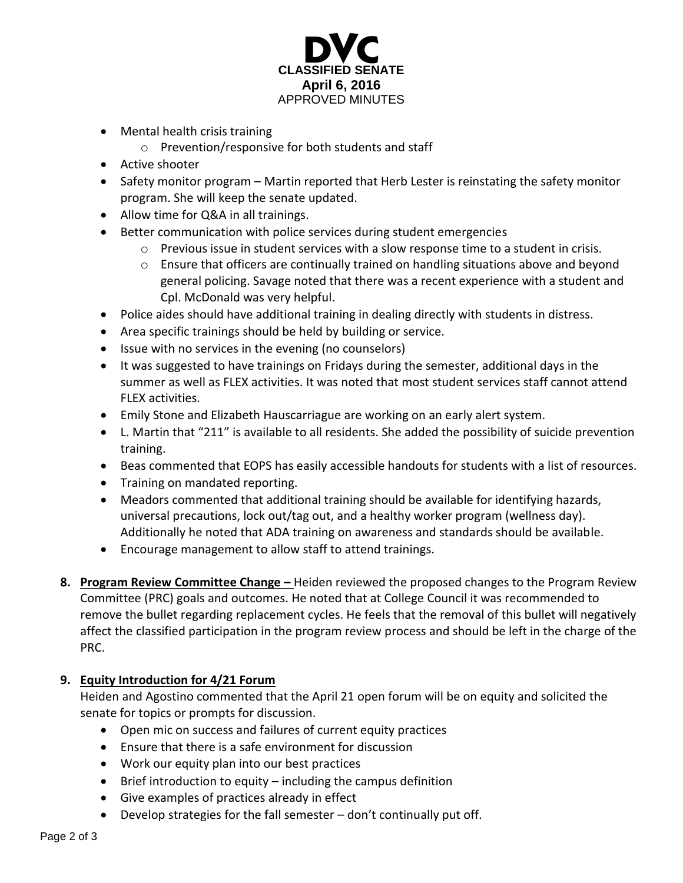- Mental health crisis training
    - Prevention/responsive for both students and staff
- Active shooter
- Safety monitor program – Martin reported that Herb Lester is reinstating the safety monitor program. She will keep the senate updated.
- Allow time for Q&A in all trainings.
- Better communication with police services during student emergencies
    - Previous issue in student services with a slow response time to a student in crisis.
    - Ensure that officers are continually trained on handling situations above and beyond general policing. Savage noted that there was a recent experience with a student and Cpl. McDonald was very helpful.
- Police aides should have additional training in dealing directly with students in distress.
- Area specific trainings should be held by building or service.
- Issue with no services in the evening (no counselors)
- It was suggested to have trainings on Fridays during the semester, additional days in the summer as well as FLEX activities. It was noted that most student services staff cannot attend FLEX activities.
- Emily Stone and Elizabeth Hauscarriague are working on an early alert system.
- L. Martin that "211" is available to all residents. She added the possibility of suicide prevention training.
- Beas commented that EOPS has easily accessible handouts for students with a list of resources.
- Training on mandated reporting.
- Meadors commented that additional training should be available for identifying hazards, universal precautions, lock out/tag out, and a healthy worker program (wellness day). Additionally he noted that ADA training on awareness and standards should be available.
- Encourage management to allow staff to attend trainings.

**8. <u>Program Review Committee Change –</u>** Heiden reviewed the proposed changes to the Program Review Committee (PRC) goals and outcomes. He noted that at College Council it was recommended to remove the bullet regarding replacement cycles. He feels that the removal of this bullet will negatively affect the classified participation in the program review process and should be left in the charge of the PRC.

**9. <u>Equity Introduction for 4/21 Forum</u>**

Heiden and Agostino commented that the April 21 open forum will be on equity and solicited the senate for topics or prompts for discussion.

- Open mic on success and failures of current equity practices
- Ensure that there is a safe environment for discussion
- Work our equity plan into our best practices
- Brief introduction to equity – including the campus definition
- Give examples of practices already in effect
- Develop strategies for the fall semester – don't continually put off.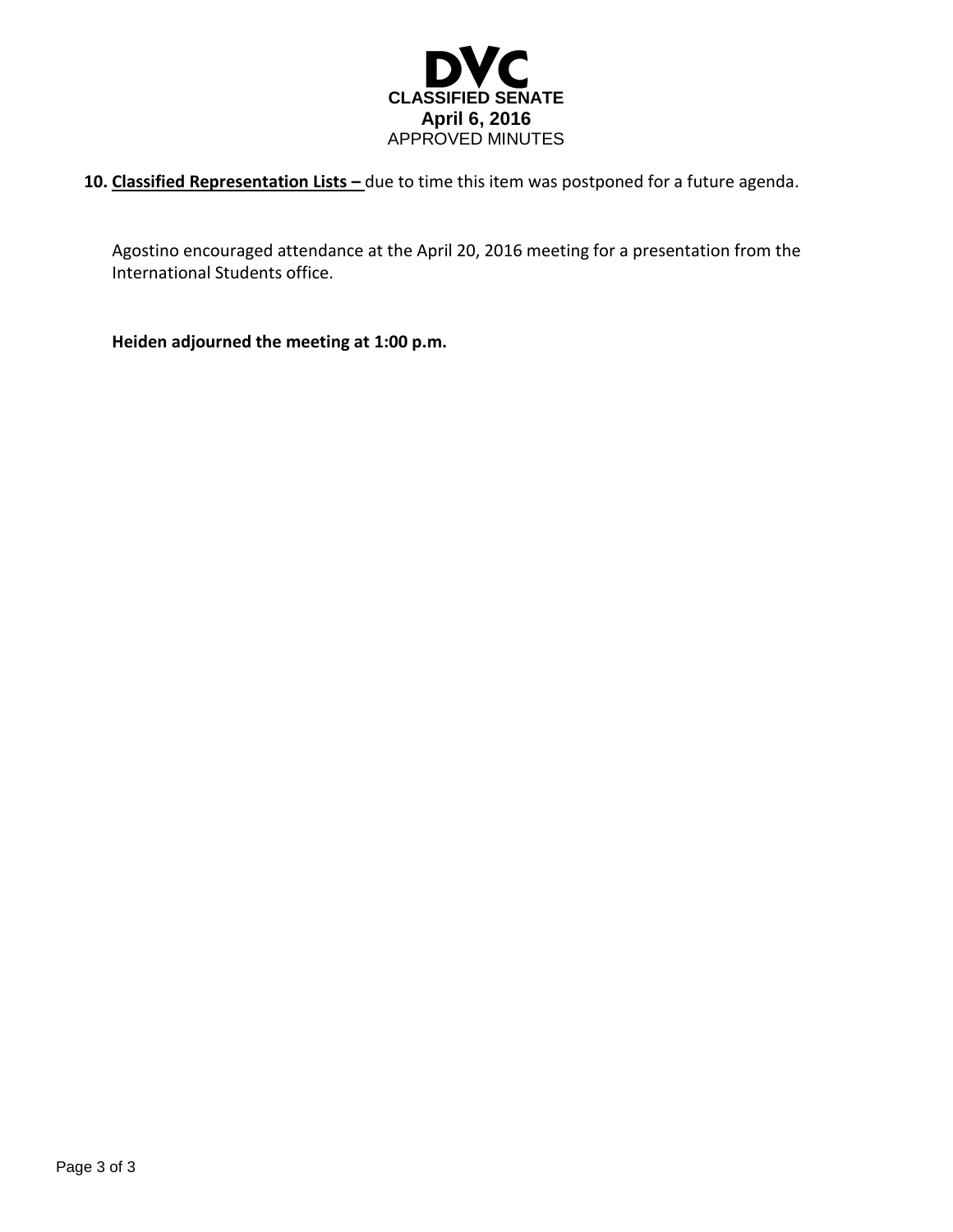**10. Classified Representation Lists –** due to time this item was postponed for a future agenda.

Agostino encouraged attendance at the April 20, 2016 meeting for a presentation from the International Students office.

**Heiden adjourned the meeting at 1:00 p.m.**